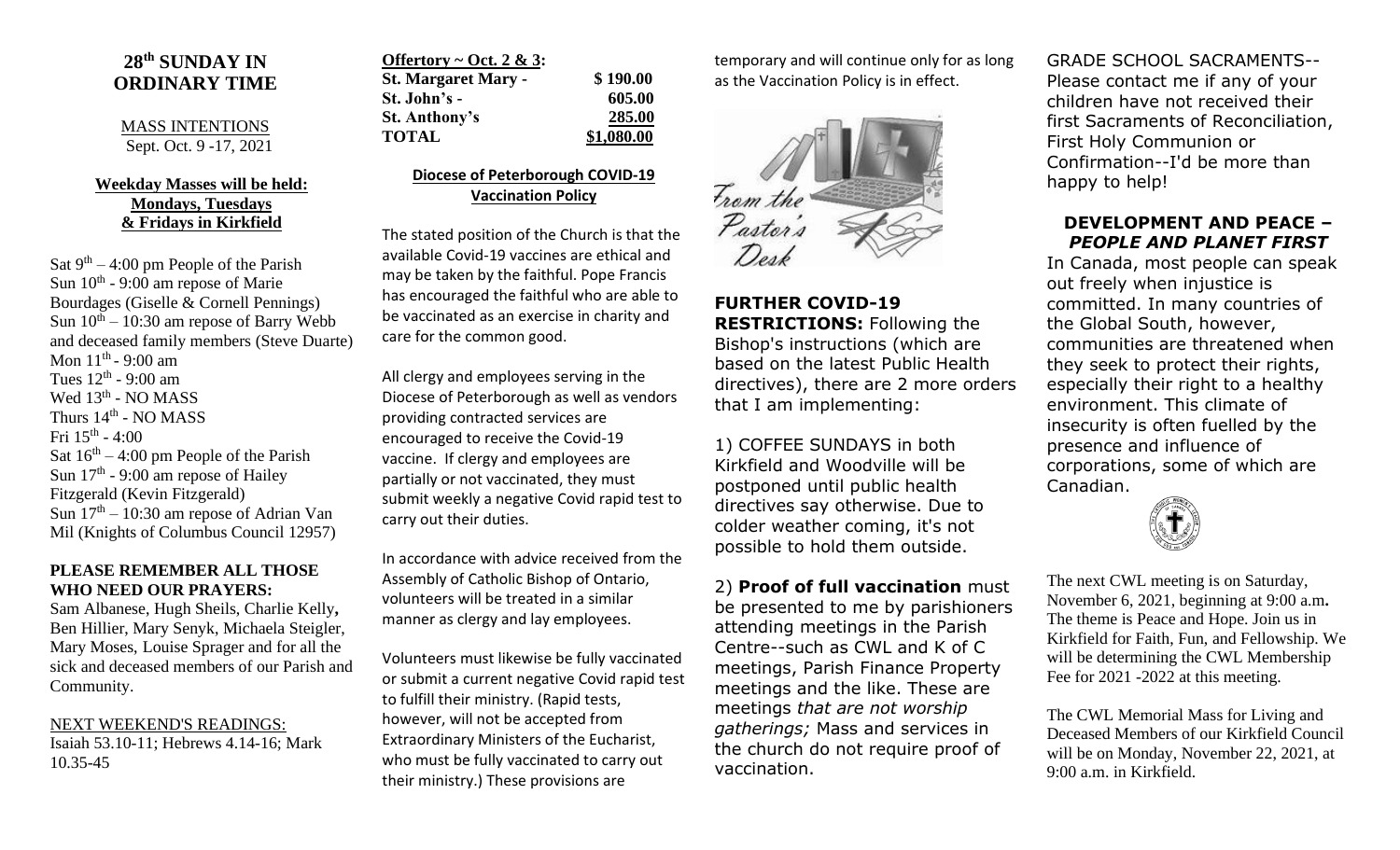# 28th SUNDAY IN ORDINARY TIME

MASS INTENTIONS
Sept. Oct. 9 -17, 2021

**Weekday Masses will be held: Mondays, Tuesdays & Fridays in Kirkfield**

Sat 9th – 4:00 pm People of the Parish
Sun 10th - 9:00 am repose of Marie Bourdages (Giselle & Cornell Pennings)
Sun 10th – 10:30 am repose of Barry Webb and deceased family members (Steve Duarte)
Mon 11th - 9:00 am
Tues 12th - 9:00 am
Wed 13th - NO MASS
Thurs 14th - NO MASS
Fri 15th - 4:00
Sat 16th – 4:00 pm People of the Parish
Sun 17th - 9:00 am repose of Hailey Fitzgerald (Kevin Fitzgerald)
Sun 17th – 10:30 am repose of Adrian Van Mil (Knights of Columbus Council 12957)

**PLEASE REMEMBER ALL THOSE WHO NEED OUR PRAYERS:**
Sam Albanese, Hugh Sheils, Charlie Kelly, Ben Hillier, Mary Senyk, Michaela Steigler, Mary Moses, Louise Sprager and for all the sick and deceased members of our Parish and Community.

NEXT WEEKEND'S READINGS:
Isaiah 53.10-11; Hebrews 4.14-16; Mark 10.35-45

**Offertory ~ Oct. 2 & 3:**

| | |
|---|---|
| **St. Margaret Mary -** | **$ 190.00** |
| **St. John's -** | **605.00** |
| **St. Anthony's** | **285.00** |
| **TOTAL** | **$1,080.00** |

**Diocese of Peterborough COVID-19 Vaccination Policy**

The stated position of the Church is that the available Covid-19 vaccines are ethical and may be taken by the faithful. Pope Francis has encouraged the faithful who are able to be vaccinated as an exercise in charity and care for the common good.

All clergy and employees serving in the Diocese of Peterborough as well as vendors providing contracted services are encouraged to receive the Covid-19 vaccine. If clergy and employees are partially or not vaccinated, they must submit weekly a negative Covid rapid test to carry out their duties.

In accordance with advice received from the Assembly of Catholic Bishop of Ontario, volunteers will be treated in a similar manner as clergy and lay employees.

Volunteers must likewise be fully vaccinated or submit a current negative Covid rapid test to fulfill their ministry. (Rapid tests, however, will not be accepted from Extraordinary Ministers of the Eucharist, who must be fully vaccinated to carry out their ministry.) These provisions are temporary and will continue only for as long as the Vaccination Policy is in effect.

From the Pastor's Desk

**FURTHER COVID-19 RESTRICTIONS:** Following the Bishop's instructions (which are based on the latest Public Health directives), there are 2 more orders that I am implementing:

1) COFFEE SUNDAYS in both Kirkfield and Woodville will be postponed until public health directives say otherwise. Due to colder weather coming, it's not possible to hold them outside.

2) **Proof of full vaccination** must be presented to me by parishioners attending meetings in the Parish Centre--such as CWL and K of C meetings, Parish Finance Property meetings and the like. These are meetings *that are not worship gatherings;* Mass and services in the church do not require proof of vaccination.

GRADE SCHOOL SACRAMENTS--Please contact me if any of your children have not received their first Sacraments of Reconciliation, First Holy Communion or Confirmation--I'd be more than happy to help!

**DEVELOPMENT AND PEACE – *PEOPLE AND PLANET FIRST***

In Canada, most people can speak out freely when injustice is committed. In many countries of the Global South, however, communities are threatened when they seek to protect their rights, especially their right to a healthy environment. This climate of insecurity is often fuelled by the presence and influence of corporations, some of which are Canadian.

The next CWL meeting is on Saturday, November 6, 2021, beginning at 9:00 a.m**.** The theme is Peace and Hope. Join us in Kirkfield for Faith, Fun, and Fellowship. We will be determining the CWL Membership Fee for 2021 -2022 at this meeting.

The CWL Memorial Mass for Living and Deceased Members of our Kirkfield Council will be on Monday, November 22, 2021, at 9:00 a.m. in Kirkfield.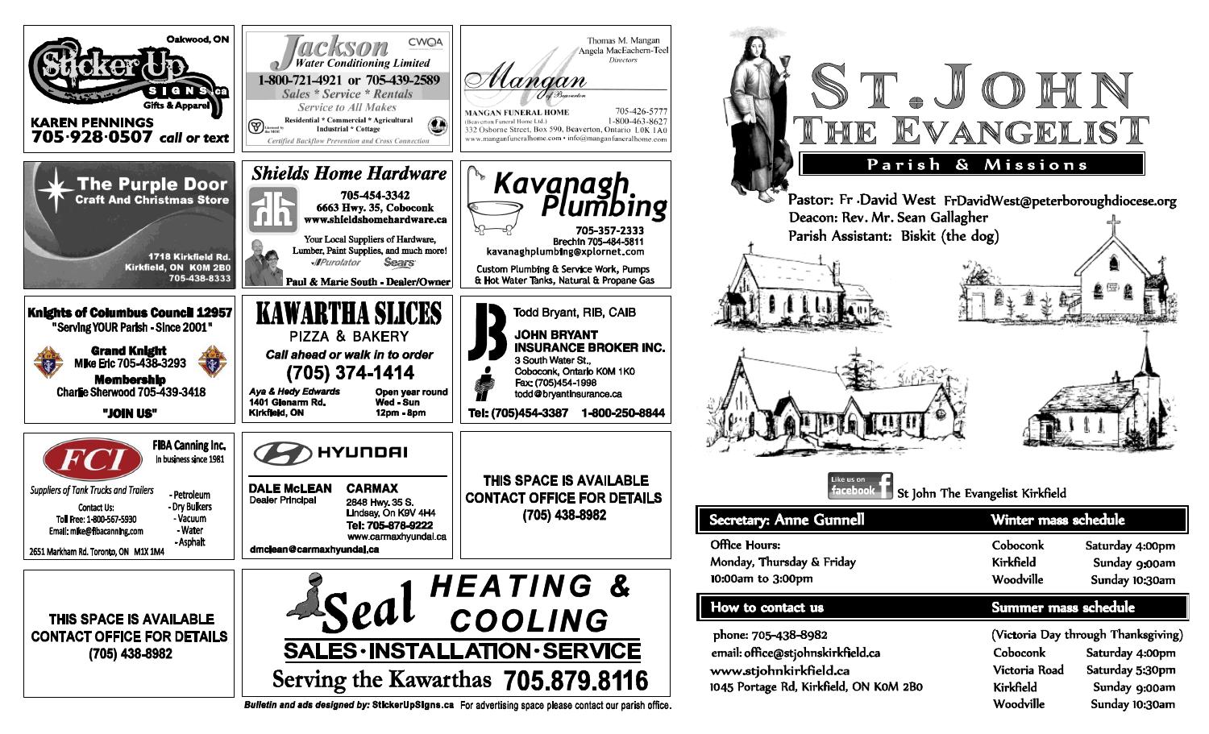Oakwood, ON

**Sticker Up SIGNS.ca**

Gifts & Apparel

**KAREN PENNINGS**
**705·928·0507** *call or text*

**Jackson Water Conditioning Limited** CWQA

1-800-721-4921 or 705-439-2589

*Sales * Service * Rentals*

*Service to All Makes*

Residential * Commercial * Agricultural
Industrial * Cottage

*Certified Backflow Prevention and Cross Connection*

Thomas M. Mangan
Angela MacEachern-Teel
*Directors*

**Mangan** *of Beaverton*

MANGAN FUNERAL HOME (Beaverton Funeral Home Ltd.) 705-426-5777 1-800-463-8627
332 Osborne Street, Box 590, Beaverton, Ontario L0K 1A0
www.manganfuneralhome.com • info@manganfuneralhome.com

**The Purple Door**
**Craft And Christmas Store**

1718 Kirkfield Rd.
Kirkfield, ON K0M 2B0
705-438-8333

***Shields Home Hardware***

705-454-3342
6663 Hwy. 35, Coboconk
www.shieldshomehardware.ca

Your Local Suppliers of Hardware, Lumber, Paint Supplies, and much more!

Purolator Sears

**Paul & Marie South - Dealer/Owner**

***Kavanagh Plumbing***

705-357-2333
Brechin 705-484-5811
kavanaghplumbing@xplornet.com

Custom Plumbing & Service Work, Pumps & Hot Water Tanks, Natural & Propane Gas

**Knights of Columbus Council 12957**
"Serving YOUR Parish - Since 2001"

**Grand Knight**
Mike Eric 705-438-3293

**Membership**
Charlie Sherwood 705-439-3418

**"JOIN US"**

**KAWARTHA SLICES**
PIZZA & BAKERY

*Call ahead or walk in to order*

**(705) 374-1414**

*Aya & Hedy Edwards*
1401 Glenarm Rd.
Kirkfield, ON

Open year round
Wed - Sun
12pm - 8pm

Todd Bryant, RIB, CAIB

**JOHN BRYANT INSURANCE BROKER INC.**
3 South Water St.,
Coboconk, Ontario K0M 1K0
Fax: (705)454-1998
todd@bryantinsurance.ca

**Tel: (705)454-3387 1-800-250-8844**

**FCI**

**FIBA Canning Inc.**
In business since 1981

*Suppliers of Tank Trucks and Trailers*

- Petroleum
- Dry Bulkers
- Vacuum
- Water
- Asphalt

Contact Us:
Toll Free: 1-800-567-5930
Email: mike@fibacanning.com

2651 Markham Rd. Toronto, ON M1X 1M4

**HYUNDAI**

**DALE McLEAN**
Dealer Principal

**CARMAX**
2848 Hwy. 35 S.
Lindsay, On K9V 4H4
**Tel: 705-878-9222**
www.carmaxhyundai.ca

dmclean@carmaxhyundai.ca

**THIS SPACE IS AVAILABLE**
**CONTACT OFFICE FOR DETAILS**
**(705) 438-8982**

**THIS SPACE IS AVAILABLE**
**CONTACT OFFICE FOR DETAILS**
**(705) 438-8982**

**Seal** ***HEATING & COOLING***

**SALES · INSTALLATION · SERVICE**

**Serving the Kawarthas 705.879.8116**

*Bulletin and ads designed by: StickerUpSigns.ca* For advertising space please contact our parish office.

# ST. JOHN THE EVANGELIST

## Parish & Missions

Pastor: Fr .David West FrDavidWest@peterboroughdiocese.org
Deacon: Rev. Mr. Sean Gallagher
Parish Assistant: Biskit (the dog)

Like us on facebook St John The Evangelist Kirkfield

### Secretary: Anne Gunnell

Office Hours:
Monday, Thursday & Friday
10:00am to 3:00pm

### How to contact us

phone: 705-438-8982
email: office@stjohnskirkfield.ca
www.stjohnkirkfield.ca
1045 Portage Rd, Kirkfield, ON K0M 2B0

### Winter mass schedule

| | |
|---|---|
| Coboconk | Saturday 4:00pm |
| Kirkfield | Sunday 9:00am |
| Woodville | Sunday 10:30am |

### Summer mass schedule

(Victoria Day through Thanksgiving)

| | |
|---|---|
| Coboconk | Saturday 4:00pm |
| Victoria Road | Saturday 5:30pm |
| Kirkfield | Sunday 9:00am |
| Woodville | Sunday 10:30am |